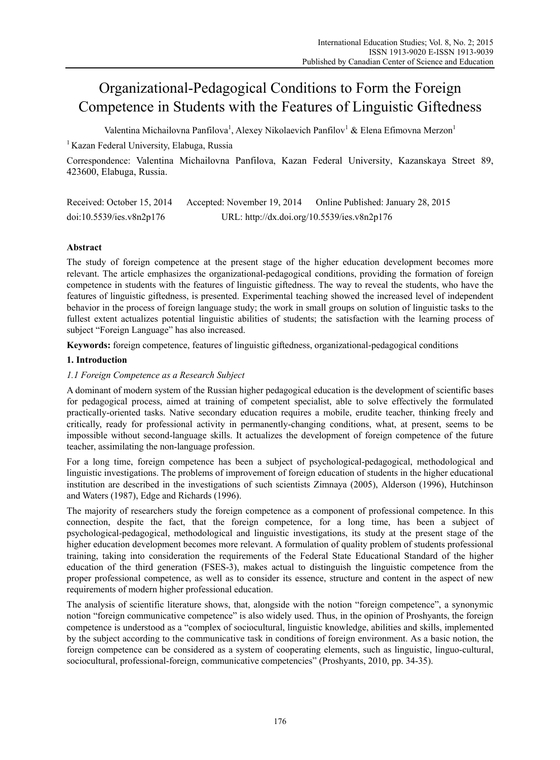# Organizational-Pedagogical Conditions to Form the Foreign Competence in Students with the Features of Linguistic Giftedness

Valentina Michailovna Panfilova[1], Alexey Nikolaevich Panfilov[1] & Elena Efimovna Merzon[1]

[1] Kazan Federal University, Elabuga, Russia

Correspondence: Valentina Michailovna Panfilova, Kazan Federal University, Kazanskaya Street 89, 423600, Elabuga, Russia.

Received: October 15, 2014   Accepted: November 19, 2014   Online Published: January 28, 2015

doi:10.5539/ies.v8n2p176   URL: http://dx.doi.org/10.5539/ies.v8n2p176

## Abstract

The study of foreign competence at the present stage of the higher education development becomes more relevant. The article emphasizes the organizational-pedagogical conditions, providing the formation of foreign competence in students with the features of linguistic giftedness. The way to reveal the students, who have the features of linguistic giftedness, is presented. Experimental teaching showed the increased level of independent behavior in the process of foreign language study; the work in small groups on solution of linguistic tasks to the fullest extent actualizes potential linguistic abilities of students; the satisfaction with the learning process of subject "Foreign Language" has also increased.

**Keywords:** foreign competence, features of linguistic giftedness, organizational-pedagogical conditions

## 1. Introduction

### *1.1 Foreign Competence as a Research Subject*

A dominant of modern system of the Russian higher pedagogical education is the development of scientific bases for pedagogical process, aimed at training of competent specialist, able to solve effectively the formulated practically-oriented tasks. Native secondary education requires a mobile, erudite teacher, thinking freely and critically, ready for professional activity in permanently-changing conditions, what, at present, seems to be impossible without second-language skills. It actualizes the development of foreign competence of the future teacher, assimilating the non-language profession.

For a long time, foreign competence has been a subject of psychological-pedagogical, methodological and linguistic investigations. The problems of improvement of foreign education of students in the higher educational institution are described in the investigations of such scientists Zimnaya (2005), Alderson (1996), Hutchinson and Waters (1987), Edge and Richards (1996).

The majority of researchers study the foreign competence as a component of professional competence. In this connection, despite the fact, that the foreign competence, for a long time, has been a subject of psychological-pedagogical, methodological and linguistic investigations, its study at the present stage of the higher education development becomes more relevant. A formulation of quality problem of students professional training, taking into consideration the requirements of the Federal State Educational Standard of the higher education of the third generation (FSES-3), makes actual to distinguish the linguistic competence from the proper professional competence, as well as to consider its essence, structure and content in the aspect of new requirements of modern higher professional education.

The analysis of scientific literature shows, that, alongside with the notion "foreign competence", a synonymic notion "foreign communicative competence" is also widely used. Thus, in the opinion of Proshyants, the foreign competence is understood as a "complex of sociocultural, linguistic knowledge, abilities and skills, implemented by the subject according to the communicative task in conditions of foreign environment. As a basic notion, the foreign competence can be considered as a system of cooperating elements, such as linguistic, linguo-cultural, sociocultural, professional-foreign, communicative competencies" (Proshyants, 2010, pp. 34-35).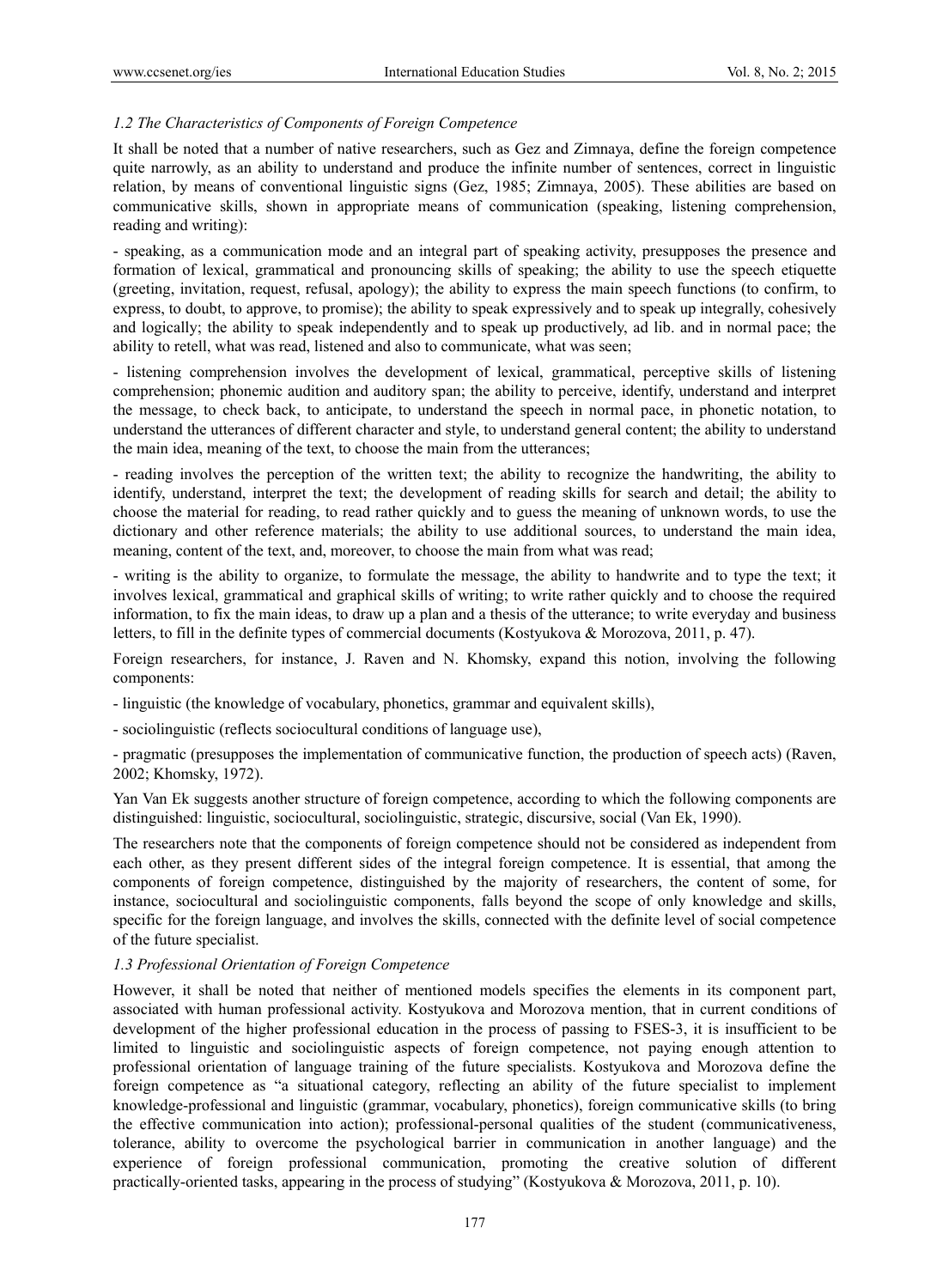### *1.2 The Characteristics of Components of Foreign Competence*

It shall be noted that a number of native researchers, such as Gez and Zimnaya, define the foreign competence quite narrowly, as an ability to understand and produce the infinite number of sentences, correct in linguistic relation, by means of conventional linguistic signs (Gez, 1985; Zimnaya, 2005). These abilities are based on communicative skills, shown in appropriate means of communication (speaking, listening comprehension, reading and writing):

- speaking, as a communication mode and an integral part of speaking activity, presupposes the presence and formation of lexical, grammatical and pronouncing skills of speaking; the ability to use the speech etiquette (greeting, invitation, request, refusal, apology); the ability to express the main speech functions (to confirm, to express, to doubt, to approve, to promise); the ability to speak expressively and to speak up integrally, cohesively and logically; the ability to speak independently and to speak up productively, ad lib. and in normal pace; the ability to retell, what was read, listened and also to communicate, what was seen;

- listening comprehension involves the development of lexical, grammatical, perceptive skills of listening comprehension; phonemic audition and auditory span; the ability to perceive, identify, understand and interpret the message, to check back, to anticipate, to understand the speech in normal pace, in phonetic notation, to understand the utterances of different character and style, to understand general content; the ability to understand the main idea, meaning of the text, to choose the main from the utterances;

- reading involves the perception of the written text; the ability to recognize the handwriting, the ability to identify, understand, interpret the text; the development of reading skills for search and detail; the ability to choose the material for reading, to read rather quickly and to guess the meaning of unknown words, to use the dictionary and other reference materials; the ability to use additional sources, to understand the main idea, meaning, content of the text, and, moreover, to choose the main from what was read;

- writing is the ability to organize, to formulate the message, the ability to handwrite and to type the text; it involves lexical, grammatical and graphical skills of writing; to write rather quickly and to choose the required information, to fix the main ideas, to draw up a plan and a thesis of the utterance; to write everyday and business letters, to fill in the definite types of commercial documents (Kostyukova & Morozova, 2011, p. 47).

Foreign researchers, for instance, J. Raven and N. Khomsky, expand this notion, involving the following components:

- linguistic (the knowledge of vocabulary, phonetics, grammar and equivalent skills),

- sociolinguistic (reflects sociocultural conditions of language use),

- pragmatic (presupposes the implementation of communicative function, the production of speech acts) (Raven, 2002; Khomsky, 1972).

Yan Van Ek suggests another structure of foreign competence, according to which the following components are distinguished: linguistic, sociocultural, sociolinguistic, strategic, discursive, social (Van Ek, 1990).

The researchers note that the components of foreign competence should not be considered as independent from each other, as they present different sides of the integral foreign competence. It is essential, that among the components of foreign competence, distinguished by the majority of researchers, the content of some, for instance, sociocultural and sociolinguistic components, falls beyond the scope of only knowledge and skills, specific for the foreign language, and involves the skills, connected with the definite level of social competence of the future specialist.

### *1.3 Professional Orientation of Foreign Competence*

However, it shall be noted that neither of mentioned models specifies the elements in its component part, associated with human professional activity. Kostyukova and Morozova mention, that in current conditions of development of the higher professional education in the process of passing to FSES-3, it is insufficient to be limited to linguistic and sociolinguistic aspects of foreign competence, not paying enough attention to professional orientation of language training of the future specialists. Kostyukova and Morozova define the foreign competence as "a situational category, reflecting an ability of the future specialist to implement knowledge-professional and linguistic (grammar, vocabulary, phonetics), foreign communicative skills (to bring the effective communication into action); professional-personal qualities of the student (communicativeness, tolerance, ability to overcome the psychological barrier in communication in another language) and the experience of foreign professional communication, promoting the creative solution of different practically-oriented tasks, appearing in the process of studying" (Kostyukova & Morozova, 2011, p. 10).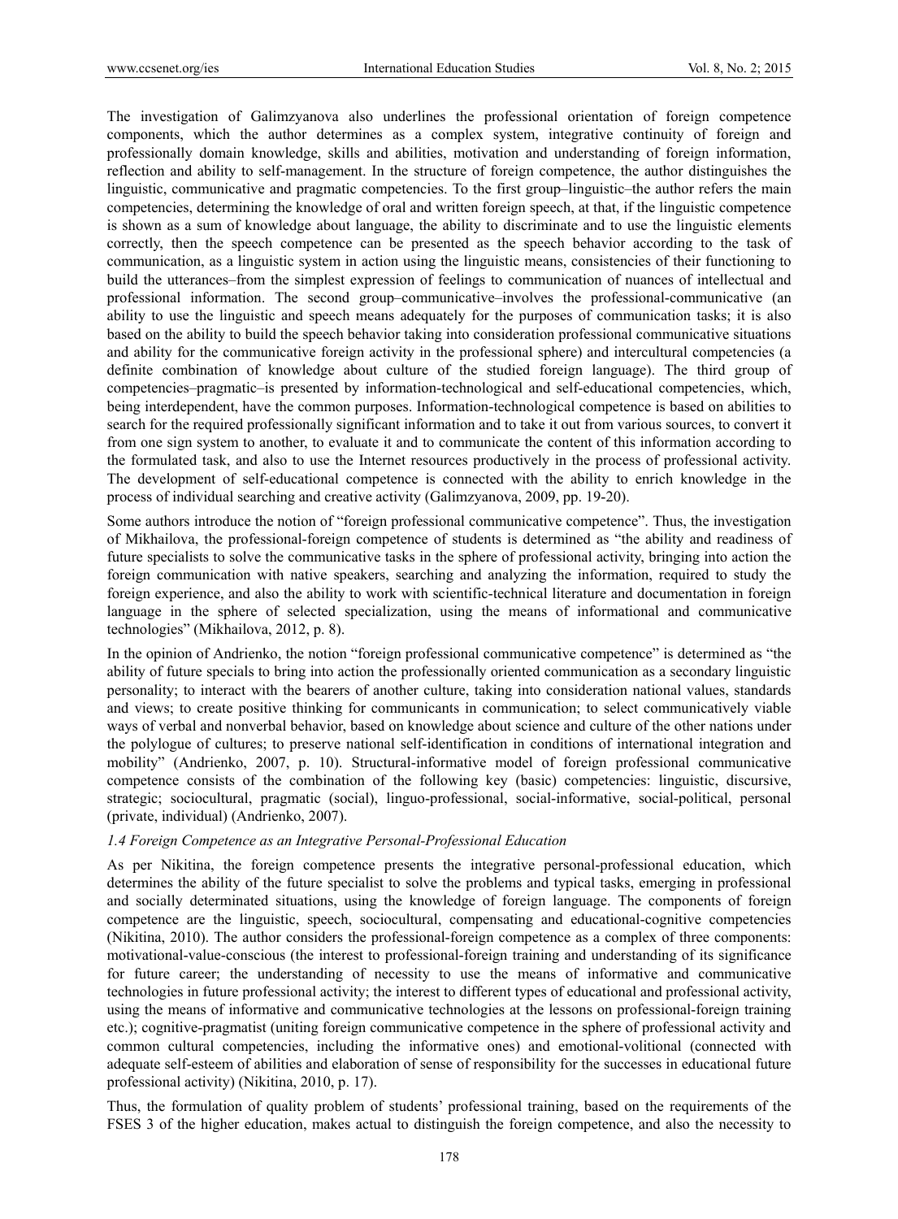The investigation of Galimzyanova also underlines the professional orientation of foreign competence components, which the author determines as a complex system, integrative continuity of foreign and professionally domain knowledge, skills and abilities, motivation and understanding of foreign information, reflection and ability to self-management. In the structure of foreign competence, the author distinguishes the linguistic, communicative and pragmatic competencies. To the first group–linguistic–the author refers the main competencies, determining the knowledge of oral and written foreign speech, at that, if the linguistic competence is shown as a sum of knowledge about language, the ability to discriminate and to use the linguistic elements correctly, then the speech competence can be presented as the speech behavior according to the task of communication, as a linguistic system in action using the linguistic means, consistencies of their functioning to build the utterances–from the simplest expression of feelings to communication of nuances of intellectual and professional information. The second group–communicative–involves the professional-communicative (an ability to use the linguistic and speech means adequately for the purposes of communication tasks; it is also based on the ability to build the speech behavior taking into consideration professional communicative situations and ability for the communicative foreign activity in the professional sphere) and intercultural competencies (a definite combination of knowledge about culture of the studied foreign language). The third group of competencies–pragmatic–is presented by information-technological and self-educational competencies, which, being interdependent, have the common purposes. Information-technological competence is based on abilities to search for the required professionally significant information and to take it out from various sources, to convert it from one sign system to another, to evaluate it and to communicate the content of this information according to the formulated task, and also to use the Internet resources productively in the process of professional activity. The development of self-educational competence is connected with the ability to enrich knowledge in the process of individual searching and creative activity (Galimzyanova, 2009, pp. 19-20).

Some authors introduce the notion of "foreign professional communicative competence". Thus, the investigation of Mikhailova, the professional-foreign competence of students is determined as "the ability and readiness of future specialists to solve the communicative tasks in the sphere of professional activity, bringing into action the foreign communication with native speakers, searching and analyzing the information, required to study the foreign experience, and also the ability to work with scientific-technical literature and documentation in foreign language in the sphere of selected specialization, using the means of informational and communicative technologies" (Mikhailova, 2012, p. 8).

In the opinion of Andrienko, the notion "foreign professional communicative competence" is determined as "the ability of future specials to bring into action the professionally oriented communication as a secondary linguistic personality; to interact with the bearers of another culture, taking into consideration national values, standards and views; to create positive thinking for communicants in communication; to select communicatively viable ways of verbal and nonverbal behavior, based on knowledge about science and culture of the other nations under the polylogue of cultures; to preserve national self-identification in conditions of international integration and mobility" (Andrienko, 2007, p. 10). Structural-informative model of foreign professional communicative competence consists of the combination of the following key (basic) competencies: linguistic, discursive, strategic; sociocultural, pragmatic (social), linguo-professional, social-informative, social-political, personal (private, individual) (Andrienko, 2007).

### *1.4 Foreign Competence as an Integrative Personal-Professional Education*

As per Nikitina, the foreign competence presents the integrative personal-professional education, which determines the ability of the future specialist to solve the problems and typical tasks, emerging in professional and socially determinated situations, using the knowledge of foreign language. The components of foreign competence are the linguistic, speech, sociocultural, compensating and educational-cognitive competencies (Nikitina, 2010). The author considers the professional-foreign competence as a complex of three components: motivational-value-conscious (the interest to professional-foreign training and understanding of its significance for future career; the understanding of necessity to use the means of informative and communicative technologies in future professional activity; the interest to different types of educational and professional activity, using the means of informative and communicative technologies at the lessons on professional-foreign training etc.); cognitive-pragmatist (uniting foreign communicative competence in the sphere of professional activity and common cultural competencies, including the informative ones) and emotional-volitional (connected with adequate self-esteem of abilities and elaboration of sense of responsibility for the successes in educational future professional activity) (Nikitina, 2010, p. 17).

Thus, the formulation of quality problem of students' professional training, based on the requirements of the FSES 3 of the higher education, makes actual to distinguish the foreign competence, and also the necessity to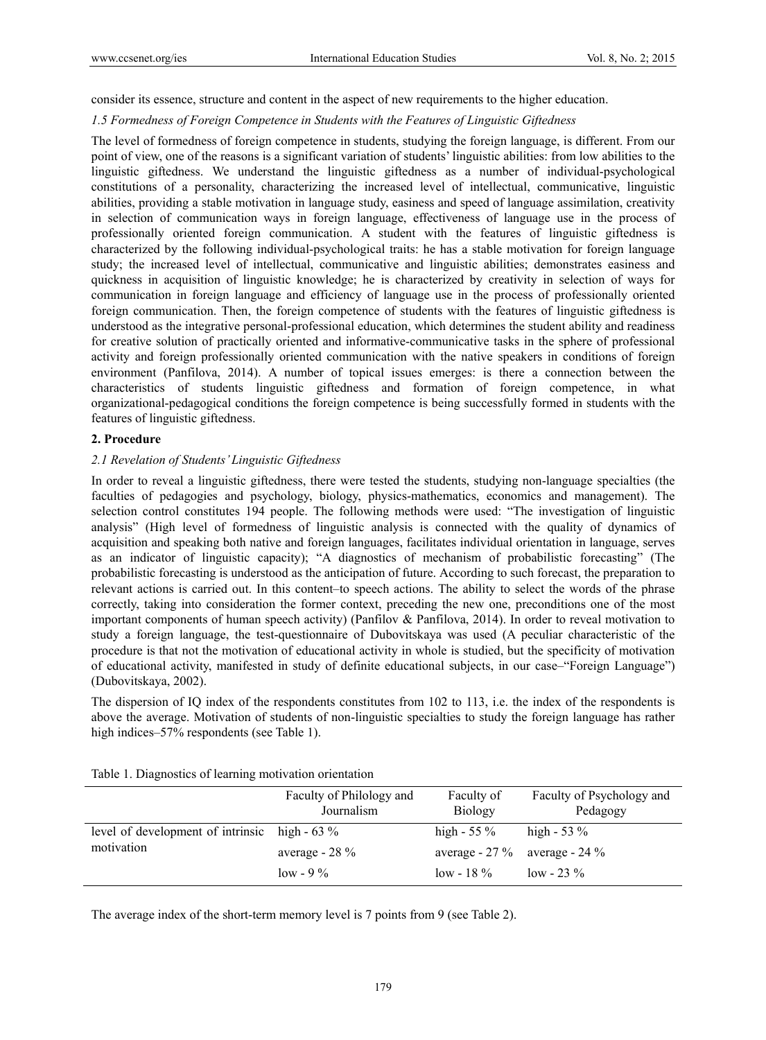consider its essence, structure and content in the aspect of new requirements to the higher education.

### *1.5 Formedness of Foreign Competence in Students with the Features of Linguistic Giftedness*

The level of formedness of foreign competence in students, studying the foreign language, is different. From our point of view, one of the reasons is a significant variation of students' linguistic abilities: from low abilities to the linguistic giftedness. We understand the linguistic giftedness as a number of individual-psychological constitutions of a personality, characterizing the increased level of intellectual, communicative, linguistic abilities, providing a stable motivation in language study, easiness and speed of language assimilation, creativity in selection of communication ways in foreign language, effectiveness of language use in the process of professionally oriented foreign communication. A student with the features of linguistic giftedness is characterized by the following individual-psychological traits: he has a stable motivation for foreign language study; the increased level of intellectual, communicative and linguistic abilities; demonstrates easiness and quickness in acquisition of linguistic knowledge; he is characterized by creativity in selection of ways for communication in foreign language and efficiency of language use in the process of professionally oriented foreign communication. Then, the foreign competence of students with the features of linguistic giftedness is understood as the integrative personal-professional education, which determines the student ability and readiness for creative solution of practically oriented and informative-communicative tasks in the sphere of professional activity and foreign professionally oriented communication with the native speakers in conditions of foreign environment (Panfilova, 2014). A number of topical issues emerges: is there a connection between the characteristics of students linguistic giftedness and formation of foreign competence, in what organizational-pedagogical conditions the foreign competence is being successfully formed in students with the features of linguistic giftedness.

## 2. Procedure

### *2.1 Revelation of Students' Linguistic Giftedness*

In order to reveal a linguistic giftedness, there were tested the students, studying non-language specialties (the faculties of pedagogies and psychology, biology, physics-mathematics, economics and management). The selection control constitutes 194 people. The following methods were used: "The investigation of linguistic analysis" (High level of formedness of linguistic analysis is connected with the quality of dynamics of acquisition and speaking both native and foreign languages, facilitates individual orientation in language, serves as an indicator of linguistic capacity); "A diagnostics of mechanism of probabilistic forecasting" (The probabilistic forecasting is understood as the anticipation of future. According to such forecast, the preparation to relevant actions is carried out. In this content–to speech actions. The ability to select the words of the phrase correctly, taking into consideration the former context, preceding the new one, preconditions one of the most important components of human speech activity) (Panfilov & Panfilova, 2014). In order to reveal motivation to study a foreign language, the test-questionnaire of Dubovitskaya was used (A peculiar characteristic of the procedure is that not the motivation of educational activity in whole is studied, but the specificity of motivation of educational activity, manifested in study of definite educational subjects, in our case–"Foreign Language") (Dubovitskaya, 2002).

The dispersion of IQ index of the respondents constitutes from 102 to 113, i.e. the index of the respondents is above the average. Motivation of students of non-linguistic specialties to study the foreign language has rather high indices–57% respondents (see Table 1).

Table 1. Diagnostics of learning motivation orientation

| | Faculty of Philology and Journalism | Faculty of Biology | Faculty of Psychology and Pedagogy |
|---|---|---|---|
| level of development of intrinsic motivation | high - 63 % | high - 55 % | high - 53 % |
| | average - 28 % | average - 27 % | average - 24 % |
| | low - 9 % | low - 18 % | low - 23 % |

The average index of the short-term memory level is 7 points from 9 (see Table 2).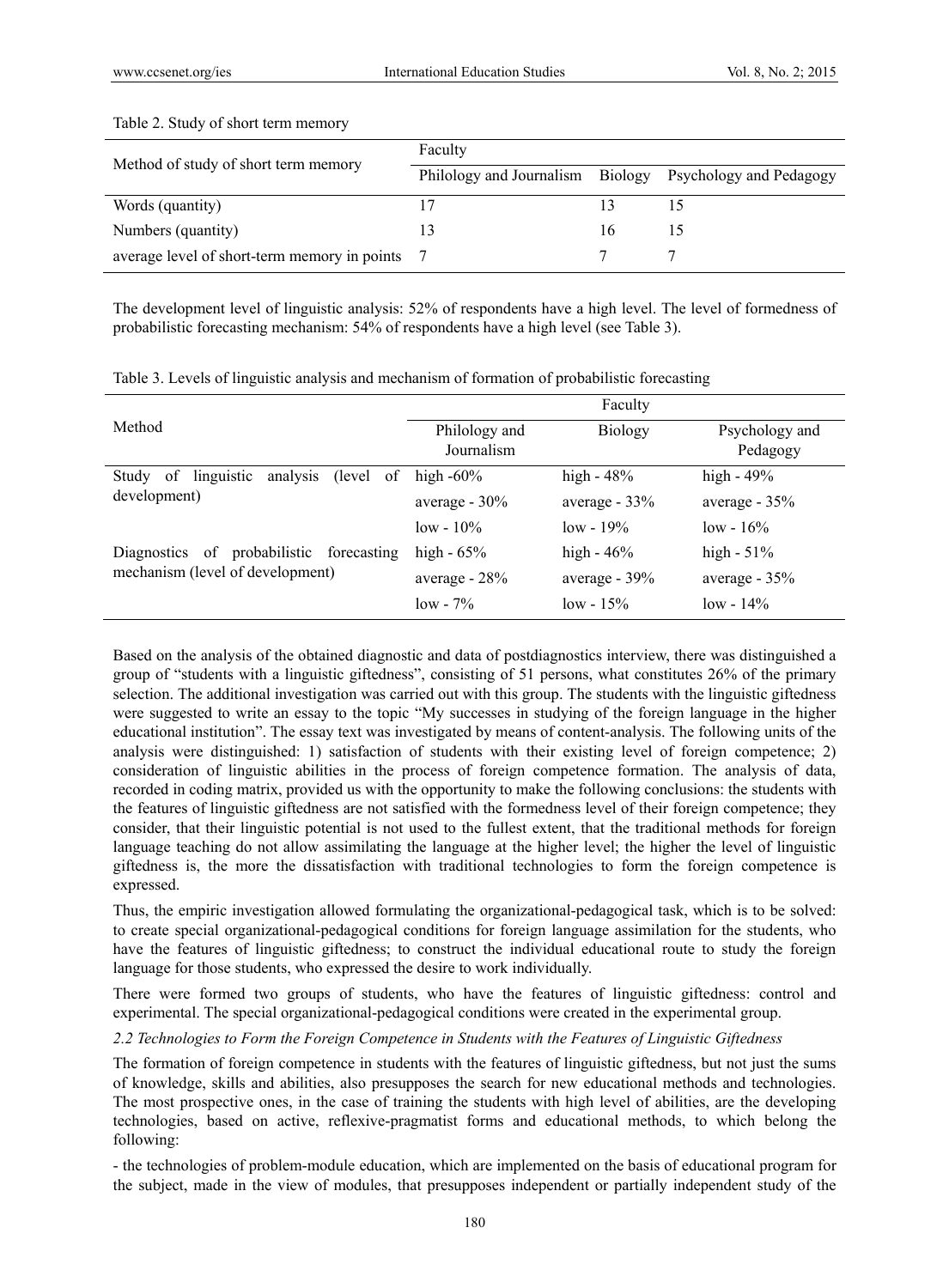Table 2. Study of short term memory

| Method of study of short term memory | Faculty | | |
|---|---|---|---|
| | Philology and Journalism | Biology | Psychology and Pedagogy |
| Words (quantity) | 17 | 13 | 15 |
| Numbers (quantity) | 13 | 16 | 15 |
| average level of short-term memory in points | 7 | 7 | 7 |

The development level of linguistic analysis: 52% of respondents have a high level. The level of formedness of probabilistic forecasting mechanism: 54% of respondents have a high level (see Table 3).

Table 3. Levels of linguistic analysis and mechanism of formation of probabilistic forecasting

| Method | Faculty | | |
|---|---|---|---|
| | Philology and Journalism | Biology | Psychology and Pedagogy |
| Study of linguistic analysis (level of development) | high -60% | high - 48% | high - 49% |
| | average - 30% | average - 33% | average - 35% |
| | low - 10% | low - 19% | low - 16% |
| Diagnostics of probabilistic forecasting mechanism (level of development) | high - 65% | high - 46% | high - 51% |
| | average - 28% | average - 39% | average - 35% |
| | low - 7% | low - 15% | low - 14% |

Based on the analysis of the obtained diagnostic and data of postdiagnostics interview, there was distinguished a group of "students with a linguistic giftedness", consisting of 51 persons, what constitutes 26% of the primary selection. The additional investigation was carried out with this group. The students with the linguistic giftedness were suggested to write an essay to the topic "My successes in studying of the foreign language in the higher educational institution". The essay text was investigated by means of content-analysis. The following units of the analysis were distinguished: 1) satisfaction of students with their existing level of foreign competence; 2) consideration of linguistic abilities in the process of foreign competence formation. The analysis of data, recorded in coding matrix, provided us with the opportunity to make the following conclusions: the students with the features of linguistic giftedness are not satisfied with the formedness level of their foreign competence; they consider, that their linguistic potential is not used to the fullest extent, that the traditional methods for foreign language teaching do not allow assimilating the language at the higher level; the higher the level of linguistic giftedness is, the more the dissatisfaction with traditional technologies to form the foreign competence is expressed.

Thus, the empiric investigation allowed formulating the organizational-pedagogical task, which is to be solved: to create special organizational-pedagogical conditions for foreign language assimilation for the students, who have the features of linguistic giftedness; to construct the individual educational route to study the foreign language for those students, who expressed the desire to work individually.

There were formed two groups of students, who have the features of linguistic giftedness: control and experimental. The special organizational-pedagogical conditions were created in the experimental group.

### *2.2 Technologies to Form the Foreign Competence in Students with the Features of Linguistic Giftedness*

The formation of foreign competence in students with the features of linguistic giftedness, but not just the sums of knowledge, skills and abilities, also presupposes the search for new educational methods and technologies. The most prospective ones, in the case of training the students with high level of abilities, are the developing technologies, based on active, reflexive-pragmatist forms and educational methods, to which belong the following:

- the technologies of problem-module education, which are implemented on the basis of educational program for the subject, made in the view of modules, that presupposes independent or partially independent study of the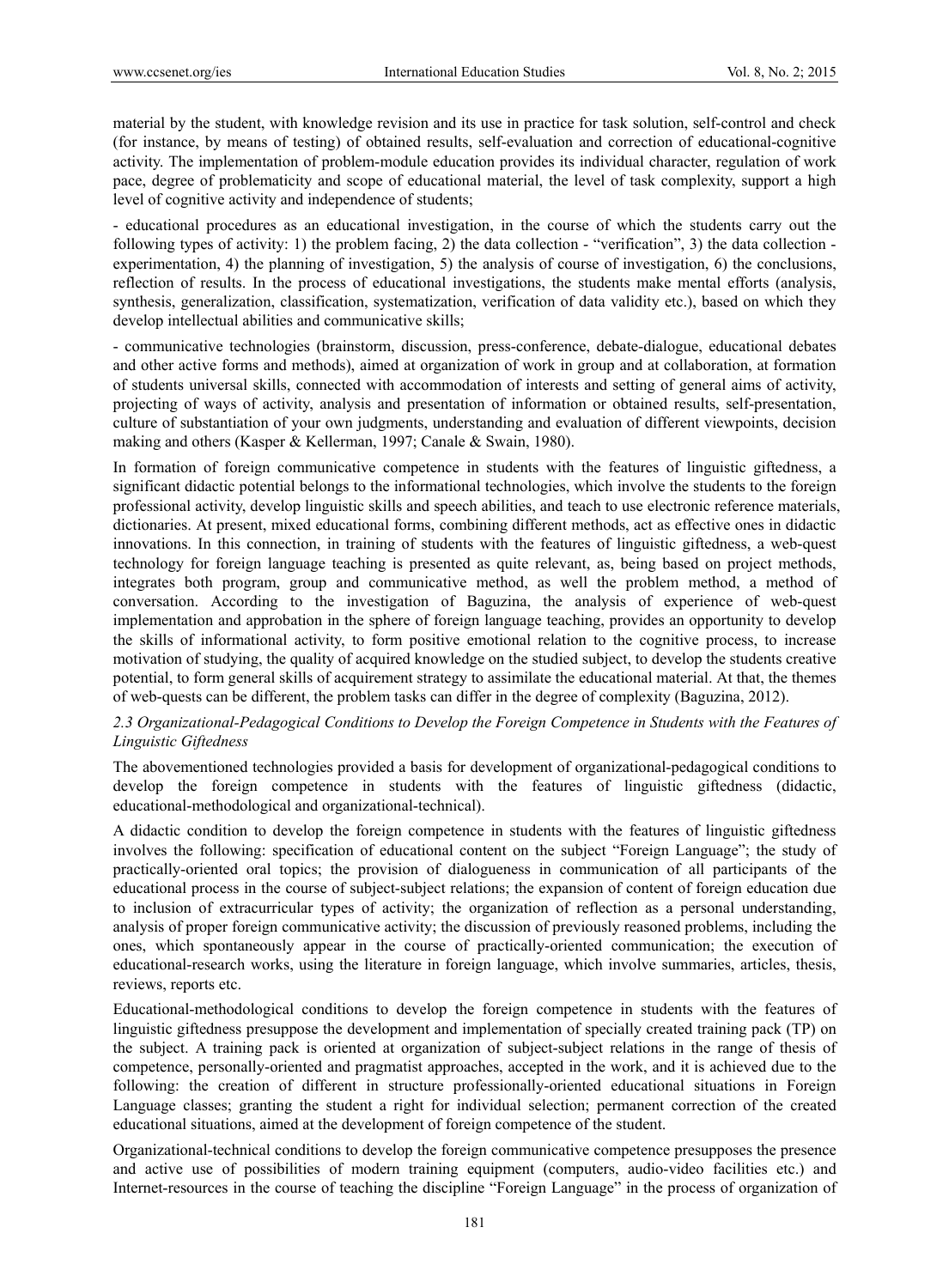material by the student, with knowledge revision and its use in practice for task solution, self-control and check (for instance, by means of testing) of obtained results, self-evaluation and correction of educational-cognitive activity. The implementation of problem-module education provides its individual character, regulation of work pace, degree of problematicity and scope of educational material, the level of task complexity, support a high level of cognitive activity and independence of students;

- educational procedures as an educational investigation, in the course of which the students carry out the following types of activity: 1) the problem facing, 2) the data collection - "verification", 3) the data collection - experimentation, 4) the planning of investigation, 5) the analysis of course of investigation, 6) the conclusions, reflection of results. In the process of educational investigations, the students make mental efforts (analysis, synthesis, generalization, classification, systematization, verification of data validity etc.), based on which they develop intellectual abilities and communicative skills;

- communicative technologies (brainstorm, discussion, press-conference, debate-dialogue, educational debates and other active forms and methods), aimed at organization of work in group and at collaboration, at formation of students universal skills, connected with accommodation of interests and setting of general aims of activity, projecting of ways of activity, analysis and presentation of information or obtained results, self-presentation, culture of substantiation of your own judgments, understanding and evaluation of different viewpoints, decision making and others (Kasper & Kellerman, 1997; Canale & Swain, 1980).

In formation of foreign communicative competence in students with the features of linguistic giftedness, a significant didactic potential belongs to the informational technologies, which involve the students to the foreign professional activity, develop linguistic skills and speech abilities, and teach to use electronic reference materials, dictionaries. At present, mixed educational forms, combining different methods, act as effective ones in didactic innovations. In this connection, in training of students with the features of linguistic giftedness, a web-quest technology for foreign language teaching is presented as quite relevant, as, being based on project methods, integrates both program, group and communicative method, as well the problem method, a method of conversation. According to the investigation of Baguzina, the analysis of experience of web-quest implementation and approbation in the sphere of foreign language teaching, provides an opportunity to develop the skills of informational activity, to form positive emotional relation to the cognitive process, to increase motivation of studying, the quality of acquired knowledge on the studied subject, to develop the students creative potential, to form general skills of acquirement strategy to assimilate the educational material. At that, the themes of web-quests can be different, the problem tasks can differ in the degree of complexity (Baguzina, 2012).

### *2.3 Organizational-Pedagogical Conditions to Develop the Foreign Competence in Students with the Features of Linguistic Giftedness*

The abovementioned technologies provided a basis for development of organizational-pedagogical conditions to develop the foreign competence in students with the features of linguistic giftedness (didactic, educational-methodological and organizational-technical).

A didactic condition to develop the foreign competence in students with the features of linguistic giftedness involves the following: specification of educational content on the subject "Foreign Language"; the study of practically-oriented oral topics; the provision of dialogueness in communication of all participants of the educational process in the course of subject-subject relations; the expansion of content of foreign education due to inclusion of extracurricular types of activity; the organization of reflection as a personal understanding, analysis of proper foreign communicative activity; the discussion of previously reasoned problems, including the ones, which spontaneously appear in the course of practically-oriented communication; the execution of educational-research works, using the literature in foreign language, which involve summaries, articles, thesis, reviews, reports etc.

Educational-methodological conditions to develop the foreign competence in students with the features of linguistic giftedness presuppose the development and implementation of specially created training pack (TP) on the subject. A training pack is oriented at organization of subject-subject relations in the range of thesis of competence, personally-oriented and pragmatist approaches, accepted in the work, and it is achieved due to the following: the creation of different in structure professionally-oriented educational situations in Foreign Language classes; granting the student a right for individual selection; permanent correction of the created educational situations, aimed at the development of foreign competence of the student.

Organizational-technical conditions to develop the foreign communicative competence presupposes the presence and active use of possibilities of modern training equipment (computers, audio-video facilities etc.) and Internet-resources in the course of teaching the discipline "Foreign Language" in the process of organization of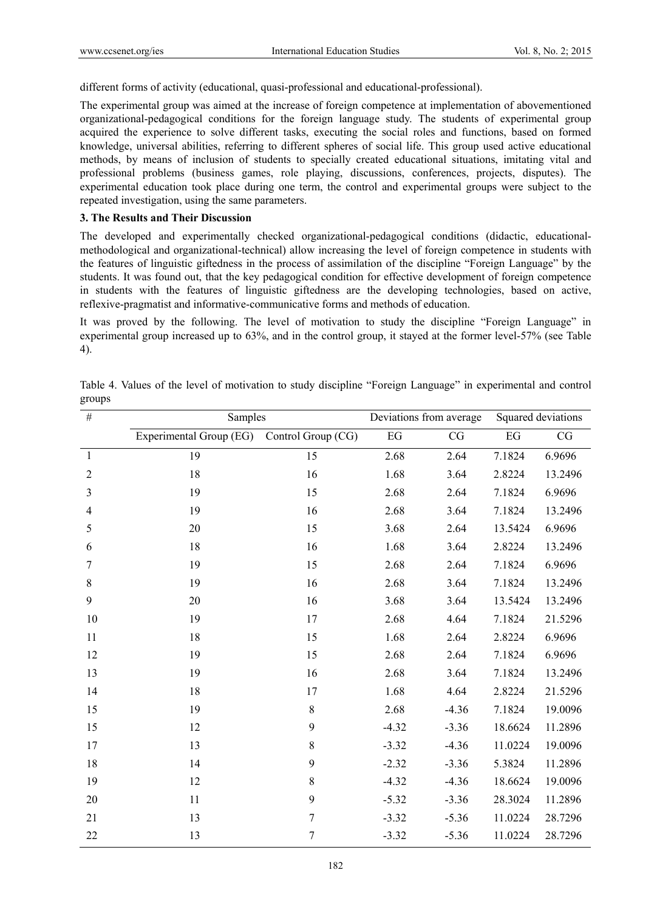different forms of activity (educational, quasi-professional and educational-professional).

The experimental group was aimed at the increase of foreign competence at implementation of abovementioned organizational-pedagogical conditions for the foreign language study. The students of experimental group acquired the experience to solve different tasks, executing the social roles and functions, based on formed knowledge, universal abilities, referring to different spheres of social life. This group used active educational methods, by means of inclusion of students to specially created educational situations, imitating vital and professional problems (business games, role playing, discussions, conferences, projects, disputes). The experimental education took place during one term, the control and experimental groups were subject to the repeated investigation, using the same parameters.

## 3. The Results and Their Discussion

The developed and experimentally checked organizational-pedagogical conditions (didactic, educational-methodological and organizational-technical) allow increasing the level of foreign competence in students with the features of linguistic giftedness in the process of assimilation of the discipline "Foreign Language" by the students. It was found out, that the key pedagogical condition for effective development of foreign competence in students with the features of linguistic giftedness are the developing technologies, based on active, reflexive-pragmatist and informative-communicative forms and methods of education.

It was proved by the following. The level of motivation to study the discipline "Foreign Language" in experimental group increased up to 63%, and in the control group, it stayed at the former level-57% (see Table 4).

Table 4. Values of the level of motivation to study discipline "Foreign Language" in experimental and control groups

| # | Samples | | Deviations from average | | Squared deviations | |
|---|---|---|---|---|---|---|
| | Experimental Group (EG) | Control Group (CG) | EG | CG | EG | CG |
| 1 | 19 | 15 | 2.68 | 2.64 | 7.1824 | 6.9696 |
| 2 | 18 | 16 | 1.68 | 3.64 | 2.8224 | 13.2496 |
| 3 | 19 | 15 | 2.68 | 2.64 | 7.1824 | 6.9696 |
| 4 | 19 | 16 | 2.68 | 3.64 | 7.1824 | 13.2496 |
| 5 | 20 | 15 | 3.68 | 2.64 | 13.5424 | 6.9696 |
| 6 | 18 | 16 | 1.68 | 3.64 | 2.8224 | 13.2496 |
| 7 | 19 | 15 | 2.68 | 2.64 | 7.1824 | 6.9696 |
| 8 | 19 | 16 | 2.68 | 3.64 | 7.1824 | 13.2496 |
| 9 | 20 | 16 | 3.68 | 3.64 | 13.5424 | 13.2496 |
| 10 | 19 | 17 | 2.68 | 4.64 | 7.1824 | 21.5296 |
| 11 | 18 | 15 | 1.68 | 2.64 | 2.8224 | 6.9696 |
| 12 | 19 | 15 | 2.68 | 2.64 | 7.1824 | 6.9696 |
| 13 | 19 | 16 | 2.68 | 3.64 | 7.1824 | 13.2496 |
| 14 | 18 | 17 | 1.68 | 4.64 | 2.8224 | 21.5296 |
| 15 | 19 | 8 | 2.68 | -4.36 | 7.1824 | 19.0096 |
| 15 | 12 | 9 | -4.32 | -3.36 | 18.6624 | 11.2896 |
| 17 | 13 | 8 | -3.32 | -4.36 | 11.0224 | 19.0096 |
| 18 | 14 | 9 | -2.32 | -3.36 | 5.3824 | 11.2896 |
| 19 | 12 | 8 | -4.32 | -4.36 | 18.6624 | 19.0096 |
| 20 | 11 | 9 | -5.32 | -3.36 | 28.3024 | 11.2896 |
| 21 | 13 | 7 | -3.32 | -5.36 | 11.0224 | 28.7296 |
| 22 | 13 | 7 | -3.32 | -5.36 | 11.0224 | 28.7296 |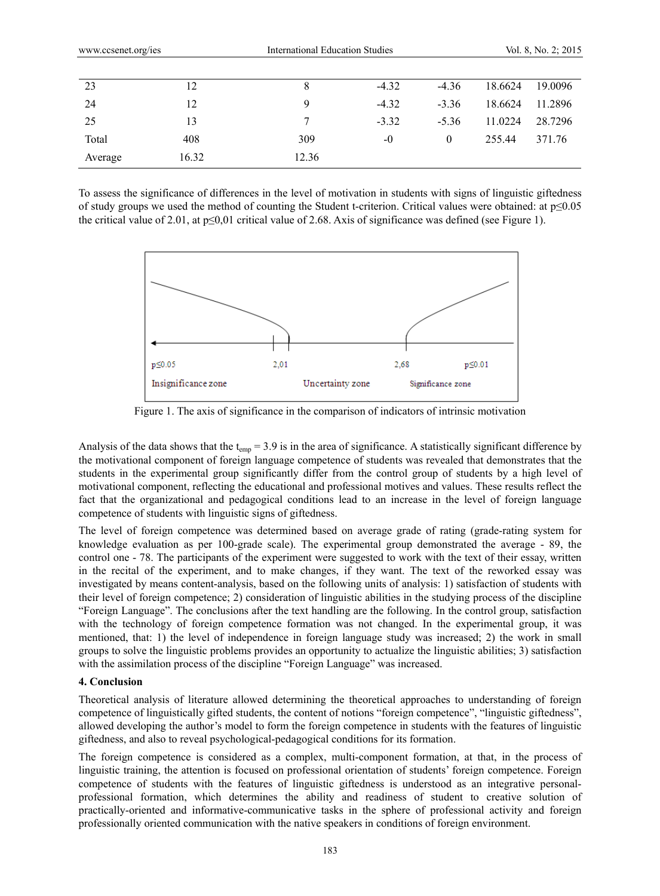| | | | | | | |
|---|---|---|---|---|---|---|
| 23 | 12 | 8 | -4.32 | -4.36 | 18.6624 | 19.0096 |
| 24 | 12 | 9 | -4.32 | -3.36 | 18.6624 | 11.2896 |
| 25 | 13 | 7 | -3.32 | -5.36 | 11.0224 | 28.7296 |
| Total | 408 | 309 | -0 | 0 | 255.44 | 371.76 |
| Average | 16.32 | 12.36 | | | | |

To assess the significance of differences in the level of motivation in students with signs of linguistic giftedness of study groups we used the method of counting the Student t-criterion. Critical values were obtained: at $p \leq 0.05$ the critical value of 2.01, at $p \leq 0,01$ critical value of 2.68. Axis of significance was defined (see Figure 1).

p≤0.05 2,01 2,68 p≤0.01

Insignificance zone Uncertainty zone Significance zone

Figure 1. The axis of significance in the comparison of indicators of intrinsic motivation

Analysis of the data shows that the $t_{emp} = 3.9$ is in the area of significance. A statistically significant difference by the motivational component of foreign language competence of students was revealed that demonstrates that the students in the experimental group significantly differ from the control group of students by a high level of motivational component, reflecting the educational and professional motives and values. These results reflect the fact that the organizational and pedagogical conditions lead to an increase in the level of foreign language competence of students with linguistic signs of giftedness.

The level of foreign competence was determined based on average grade of rating (grade-rating system for knowledge evaluation as per 100-grade scale). The experimental group demonstrated the average - 89, the control one - 78. The participants of the experiment were suggested to work with the text of their essay, written in the recital of the experiment, and to make changes, if they want. The text of the reworked essay was investigated by means content-analysis, based on the following units of analysis: 1) satisfaction of students with their level of foreign competence; 2) consideration of linguistic abilities in the studying process of the discipline "Foreign Language". The conclusions after the text handling are the following. In the control group, satisfaction with the technology of foreign competence formation was not changed. In the experimental group, it was mentioned, that: 1) the level of independence in foreign language study was increased; 2) the work in small groups to solve the linguistic problems provides an opportunity to actualize the linguistic abilities; 3) satisfaction with the assimilation process of the discipline "Foreign Language" was increased.

### 4. Conclusion

Theoretical analysis of literature allowed determining the theoretical approaches to understanding of foreign competence of linguistically gifted students, the content of notions "foreign competence", "linguistic giftedness", allowed developing the author's model to form the foreign competence in students with the features of linguistic giftedness, and also to reveal psychological-pedagogical conditions for its formation.

The foreign competence is considered as a complex, multi-component formation, at that, in the process of linguistic training, the attention is focused on professional orientation of students' foreign competence. Foreign competence of students with the features of linguistic giftedness is understood as an integrative personal-professional formation, which determines the ability and readiness of student to creative solution of practically-oriented and informative-communicative tasks in the sphere of professional activity and foreign professionally oriented communication with the native speakers in conditions of foreign environment.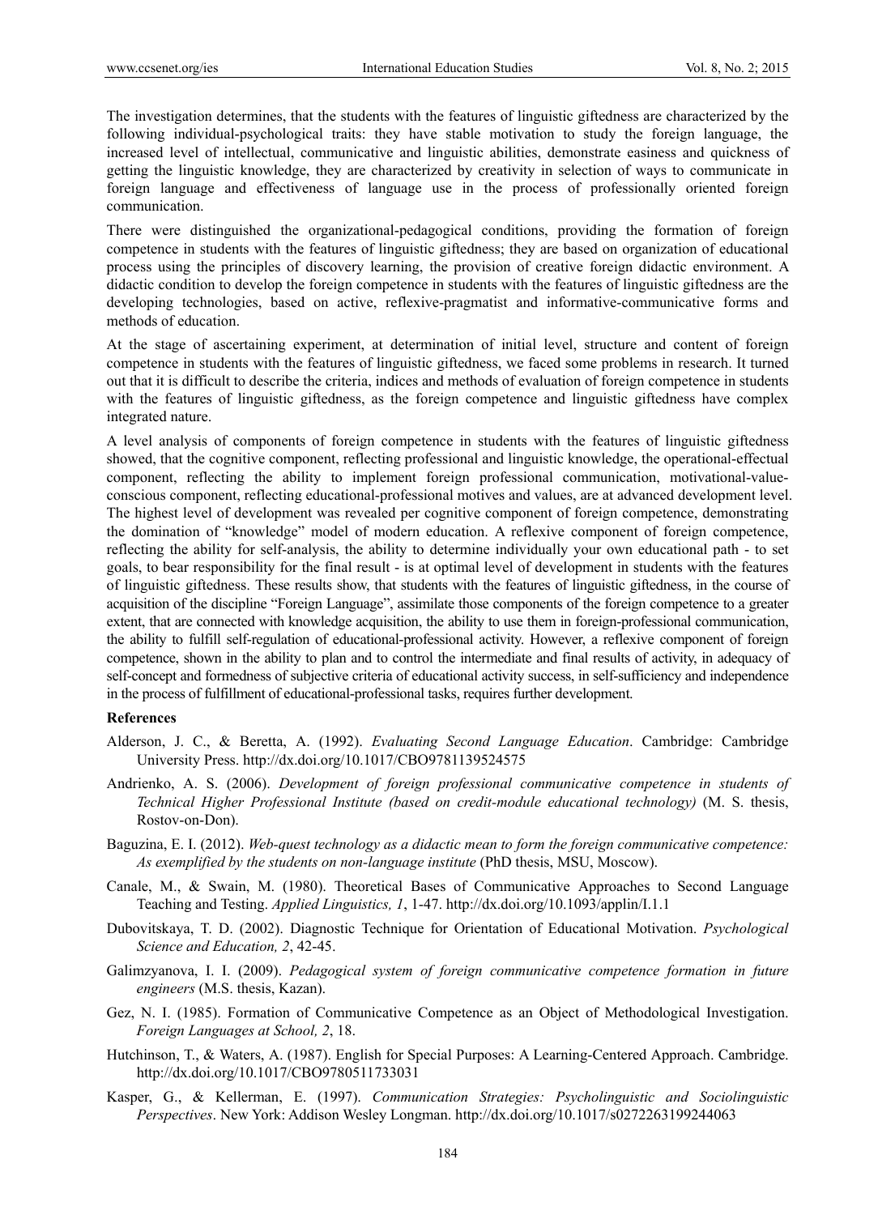The investigation determines, that the students with the features of linguistic giftedness are characterized by the following individual-psychological traits: they have stable motivation to study the foreign language, the increased level of intellectual, communicative and linguistic abilities, demonstrate easiness and quickness of getting the linguistic knowledge, they are characterized by creativity in selection of ways to communicate in foreign language and effectiveness of language use in the process of professionally oriented foreign communication.

There were distinguished the organizational-pedagogical conditions, providing the formation of foreign competence in students with the features of linguistic giftedness; they are based on organization of educational process using the principles of discovery learning, the provision of creative foreign didactic environment. A didactic condition to develop the foreign competence in students with the features of linguistic giftedness are the developing technologies, based on active, reflexive-pragmatist and informative-communicative forms and methods of education.

At the stage of ascertaining experiment, at determination of initial level, structure and content of foreign competence in students with the features of linguistic giftedness, we faced some problems in research. It turned out that it is difficult to describe the criteria, indices and methods of evaluation of foreign competence in students with the features of linguistic giftedness, as the foreign competence and linguistic giftedness have complex integrated nature.

A level analysis of components of foreign competence in students with the features of linguistic giftedness showed, that the cognitive component, reflecting professional and linguistic knowledge, the operational-effectual component, reflecting the ability to implement foreign professional communication, motivational-value-conscious component, reflecting educational-professional motives and values, are at advanced development level. The highest level of development was revealed per cognitive component of foreign competence, demonstrating the domination of "knowledge" model of modern education. A reflexive component of foreign competence, reflecting the ability for self-analysis, the ability to determine individually your own educational path - to set goals, to bear responsibility for the final result - is at optimal level of development in students with the features of linguistic giftedness. These results show, that students with the features of linguistic giftedness, in the course of acquisition of the discipline "Foreign Language", assimilate those components of the foreign competence to a greater extent, that are connected with knowledge acquisition, the ability to use them in foreign-professional communication, the ability to fulfill self-regulation of educational-professional activity. However, a reflexive component of foreign competence, shown in the ability to plan and to control the intermediate and final results of activity, in adequacy of self-concept and formedness of subjective criteria of educational activity success, in self-sufficiency and independence in the process of fulfillment of educational-professional tasks, requires further development.

## References

Alderson, J. C., & Beretta, A. (1992). *Evaluating Second Language Education*. Cambridge: Cambridge University Press. http://dx.doi.org/10.1017/CBO9781139524575

Andrienko, A. S. (2006). *Development of foreign professional communicative competence in students of Technical Higher Professional Institute (based on credit-module educational technology)* (M. S. thesis, Rostov-on-Don).

Baguzina, E. I. (2012). *Web-quest technology as a didactic mean to form the foreign communicative competence: As exemplified by the students on non-language institute* (PhD thesis, MSU, Moscow).

Canale, M., & Swain, M. (1980). Theoretical Bases of Communicative Approaches to Second Language Teaching and Testing. *Applied Linguistics, 1*, 1-47. http://dx.doi.org/10.1093/applin/I.1.1

Dubovitskaya, T. D. (2002). Diagnostic Technique for Orientation of Educational Motivation. *Psychological Science and Education, 2*, 42-45.

Galimzyanova, I. I. (2009). *Pedagogical system of foreign communicative competence formation in future engineers* (M.S. thesis, Kazan).

Gez, N. I. (1985). Formation of Communicative Competence as an Object of Methodological Investigation. *Foreign Languages at School, 2*, 18.

Hutchinson, T., & Waters, A. (1987). English for Special Purposes: A Learning-Centered Approach. Cambridge. http://dx.doi.org/10.1017/CBO9780511733031

Kasper, G., & Kellerman, E. (1997). *Communication Strategies: Psycholinguistic and Sociolinguistic Perspectives*. New York: Addison Wesley Longman. http://dx.doi.org/10.1017/s0272263199244063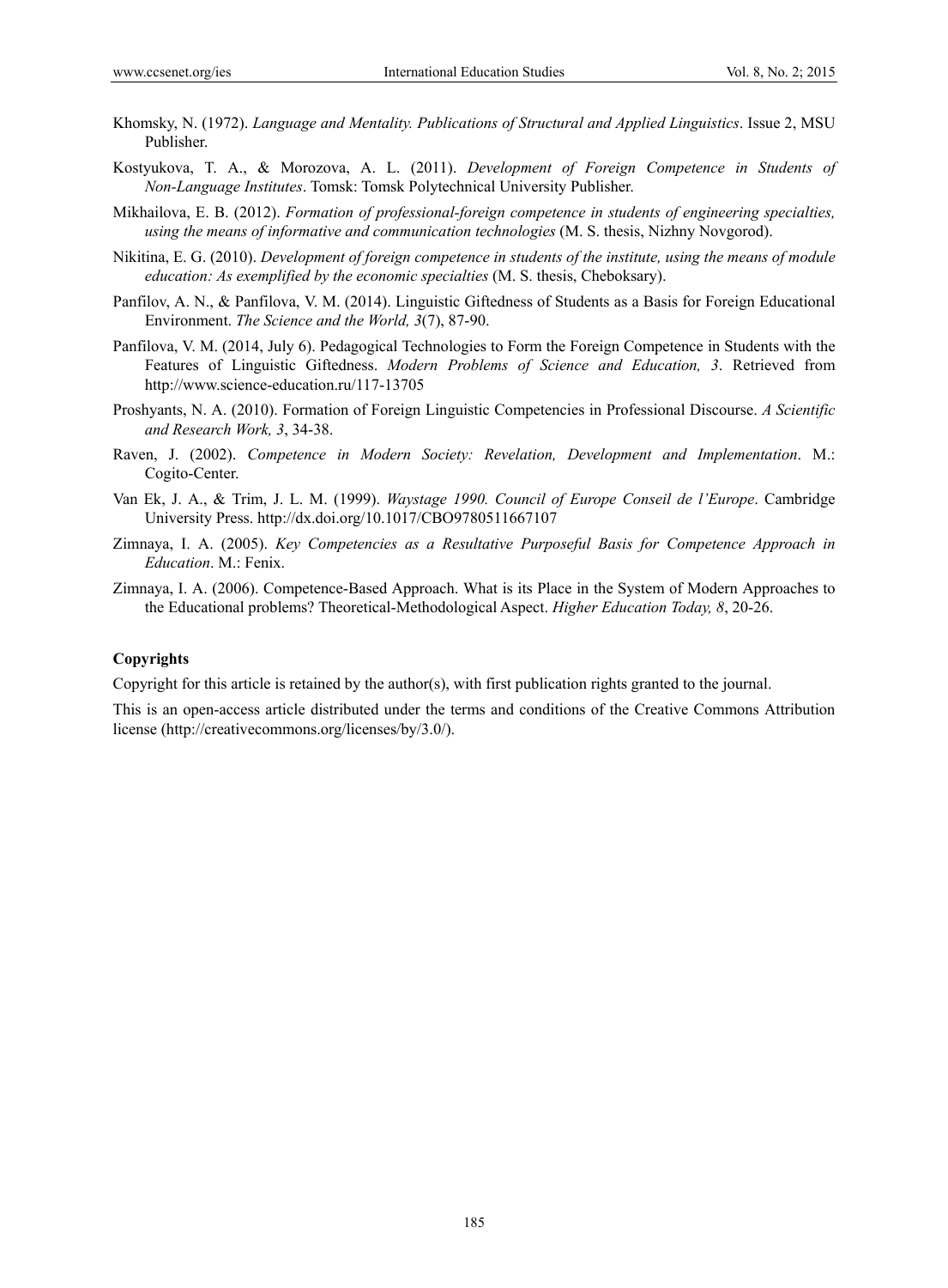Khomsky, N. (1972). *Language and Mentality. Publications of Structural and Applied Linguistics*. Issue 2, MSU Publisher.

Kostyukova, T. A., & Morozova, A. L. (2011). *Development of Foreign Competence in Students of Non-Language Institutes*. Tomsk: Tomsk Polytechnical University Publisher.

Mikhailova, E. B. (2012). *Formation of professional-foreign competence in students of engineering specialties, using the means of informative and communication technologies* (M. S. thesis, Nizhny Novgorod).

Nikitina, E. G. (2010). *Development of foreign competence in students of the institute, using the means of module education: As exemplified by the economic specialties* (M. S. thesis, Cheboksary).

Panfilov, A. N., & Panfilova, V. M. (2014). Linguistic Giftedness of Students as a Basis for Foreign Educational Environment. *The Science and the World, 3*(7), 87-90.

Panfilova, V. M. (2014, July 6). Pedagogical Technologies to Form the Foreign Competence in Students with the Features of Linguistic Giftedness. *Modern Problems of Science and Education, 3*. Retrieved from http://www.science-education.ru/117-13705

Proshyants, N. A. (2010). Formation of Foreign Linguistic Competencies in Professional Discourse. *A Scientific and Research Work, 3*, 34-38.

Raven, J. (2002). *Competence in Modern Society: Revelation, Development and Implementation*. M.: Cogito-Center.

Van Ek, J. A., & Trim, J. L. M. (1999). *Waystage 1990. Council of Europe Conseil de l'Europe*. Cambridge University Press. http://dx.doi.org/10.1017/CBO9780511667107

Zimnaya, I. A. (2005). *Key Competencies as a Resultative Purposeful Basis for Competence Approach in Education*. M.: Fenix.

Zimnaya, I. A. (2006). Competence-Based Approach. What is its Place in the System of Modern Approaches to the Educational problems? Theoretical-Methodological Aspect. *Higher Education Today, 8*, 20-26.

**Copyrights**

Copyright for this article is retained by the author(s), with first publication rights granted to the journal.

This is an open-access article distributed under the terms and conditions of the Creative Commons Attribution license (http://creativecommons.org/licenses/by/3.0/).